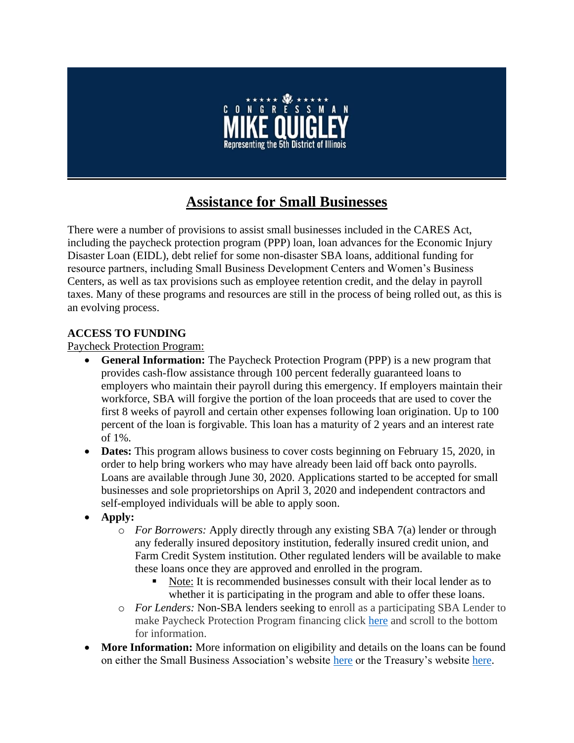CONGRESSMAN
MIKE QUIGLEY
Representing the 5th District of Illinois

# Assistance for Small Businesses

There were a number of provisions to assist small businesses included in the CARES Act, including the paycheck protection program (PPP) loan, loan advances for the Economic Injury Disaster Loan (EIDL), debt relief for some non-disaster SBA loans, additional funding for resource partners, including Small Business Development Centers and Women's Business Centers, as well as tax provisions such as employee retention credit, and the delay in payroll taxes. Many of these programs and resources are still in the process of being rolled out, as this is an evolving process.

**ACCESS TO FUNDING**

Paycheck Protection Program:

- **General Information:** The Paycheck Protection Program (PPP) is a new program that provides cash-flow assistance through 100 percent federally guaranteed loans to employers who maintain their payroll during this emergency. If employers maintain their workforce, SBA will forgive the portion of the loan proceeds that are used to cover the first 8 weeks of payroll and certain other expenses following loan origination. Up to 100 percent of the loan is forgivable. This loan has a maturity of 2 years and an interest rate of 1%.
- **Dates:** This program allows business to cover costs beginning on February 15, 2020, in order to help bring workers who may have already been laid off back onto payrolls. Loans are available through June 30, 2020. Applications started to be accepted for small businesses and sole proprietorships on April 3, 2020 and independent contractors and self-employed individuals will be able to apply soon.
- **Apply:**
  - *For Borrowers:* Apply directly through any existing SBA 7(a) lender or through any federally insured depository institution, federally insured credit union, and Farm Credit System institution. Other regulated lenders will be available to make these loans once they are approved and enrolled in the program.
    - Note: It is recommended businesses consult with their local lender as to whether it is participating in the program and able to offer these loans.
  - *For Lenders:* Non-SBA lenders seeking to enroll as a participating SBA Lender to make Paycheck Protection Program financing click here and scroll to the bottom for information.
- **More Information:** More information on eligibility and details on the loans can be found on either the Small Business Association's website here or the Treasury's website here.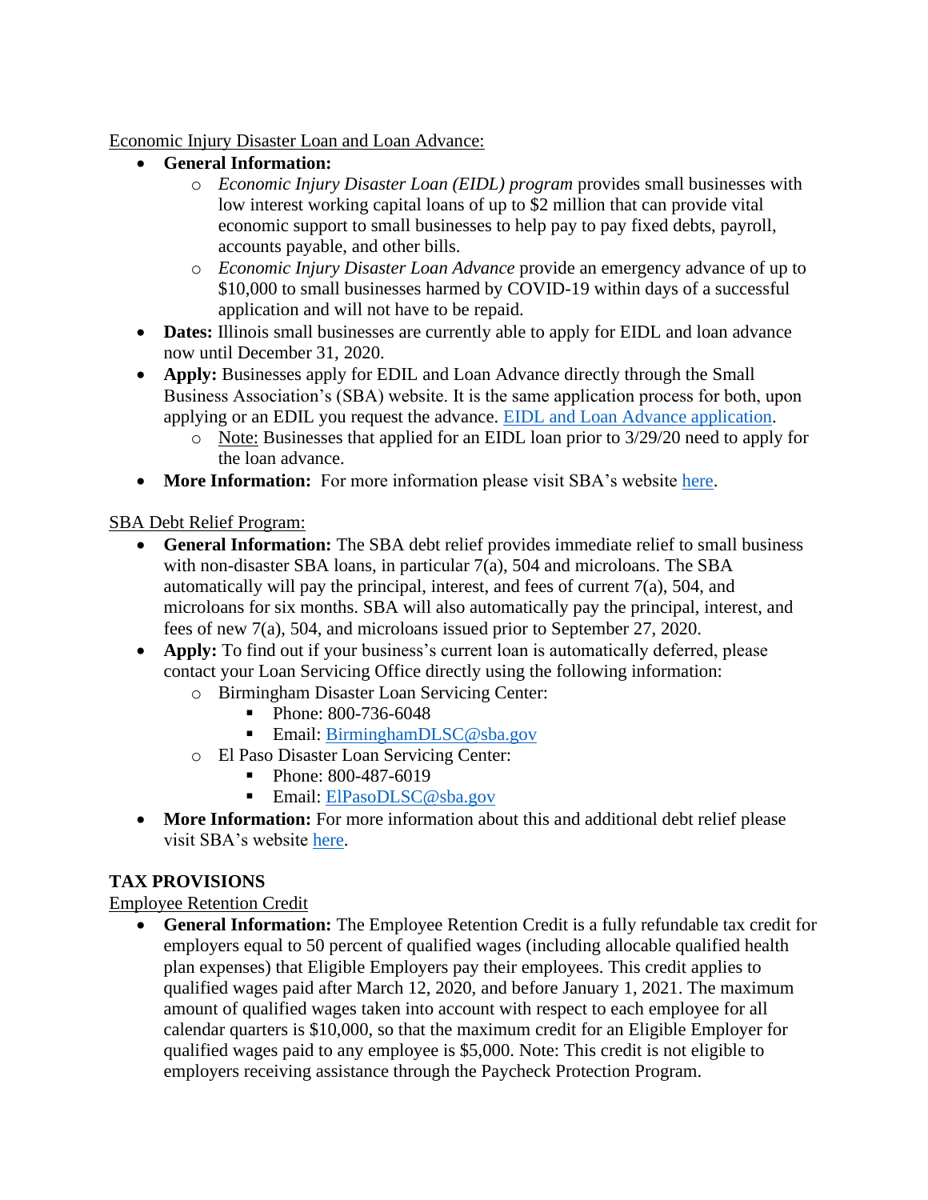Economic Injury Disaster Loan and Loan Advance:

- **General Information:**
  - *Economic Injury Disaster Loan (EIDL) program* provides small businesses with low interest working capital loans of up to $2 million that can provide vital economic support to small businesses to help pay to pay fixed debts, payroll, accounts payable, and other bills.
  - *Economic Injury Disaster Loan Advance* provide an emergency advance of up to $10,000 to small businesses harmed by COVID-19 within days of a successful application and will not have to be repaid.
- **Dates:** Illinois small businesses are currently able to apply for EIDL and loan advance now until December 31, 2020.
- **Apply:** Businesses apply for EDIL and Loan Advance directly through the Small Business Association's (SBA) website. It is the same application process for both, upon applying or an EDIL you request the advance. [EIDL and Loan Advance application](#).
  - Note: Businesses that applied for an EIDL loan prior to 3/29/20 need to apply for the loan advance.
- **More Information:** For more information please visit SBA's website [here](#).

SBA Debt Relief Program:

- **General Information:** The SBA debt relief provides immediate relief to small business with non-disaster SBA loans, in particular 7(a), 504 and microloans. The SBA automatically will pay the principal, interest, and fees of current 7(a), 504, and microloans for six months. SBA will also automatically pay the principal, interest, and fees of new 7(a), 504, and microloans issued prior to September 27, 2020.
- **Apply:** To find out if your business's current loan is automatically deferred, please contact your Loan Servicing Office directly using the following information:
  - Birmingham Disaster Loan Servicing Center:
    - Phone: 800-736-6048
    - Email: [BirminghamDLSC@sba.gov](mailto:BirminghamDLSC@sba.gov)
  - El Paso Disaster Loan Servicing Center:
    - Phone: 800-487-6019
    - Email: [ElPasoDLSC@sba.gov](mailto:ElPasoDLSC@sba.gov)
- **More Information:** For more information about this and additional debt relief please visit SBA's website [here](#).

## TAX PROVISIONS

Employee Retention Credit

- **General Information:** The Employee Retention Credit is a fully refundable tax credit for employers equal to 50 percent of qualified wages (including allocable qualified health plan expenses) that Eligible Employers pay their employees. This credit applies to qualified wages paid after March 12, 2020, and before January 1, 2021. The maximum amount of qualified wages taken into account with respect to each employee for all calendar quarters is $10,000, so that the maximum credit for an Eligible Employer for qualified wages paid to any employee is $5,000. Note: This credit is not eligible to employers receiving assistance through the Paycheck Protection Program.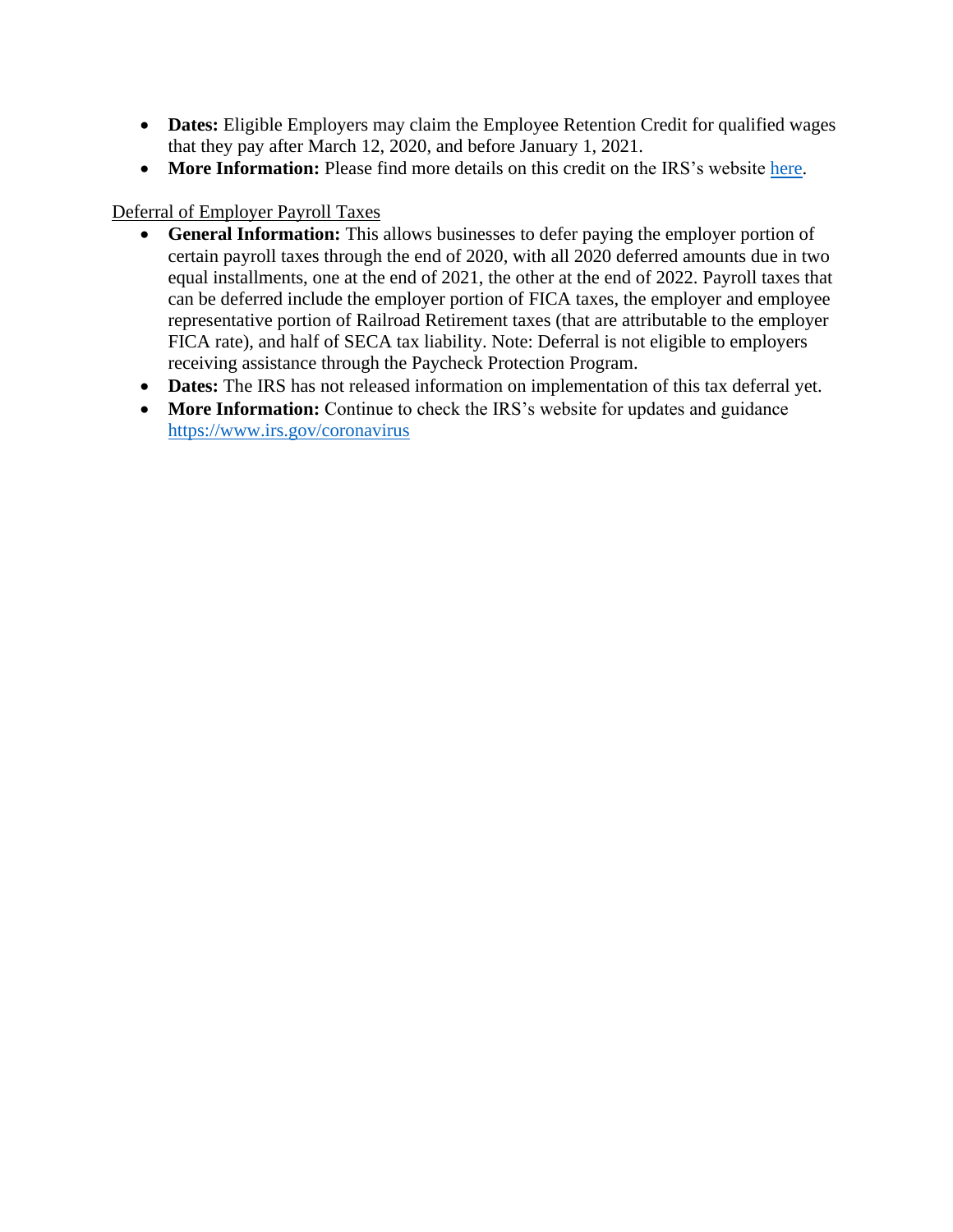- **Dates:** Eligible Employers may claim the Employee Retention Credit for qualified wages that they pay after March 12, 2020, and before January 1, 2021.
- **More Information:** Please find more details on this credit on the IRS's website here.

Deferral of Employer Payroll Taxes

- **General Information:** This allows businesses to defer paying the employer portion of certain payroll taxes through the end of 2020, with all 2020 deferred amounts due in two equal installments, one at the end of 2021, the other at the end of 2022. Payroll taxes that can be deferred include the employer portion of FICA taxes, the employer and employee representative portion of Railroad Retirement taxes (that are attributable to the employer FICA rate), and half of SECA tax liability. Note: Deferral is not eligible to employers receiving assistance through the Paycheck Protection Program.
- **Dates:** The IRS has not released information on implementation of this tax deferral yet.
- **More Information:** Continue to check the IRS's website for updates and guidance https://www.irs.gov/coronavirus